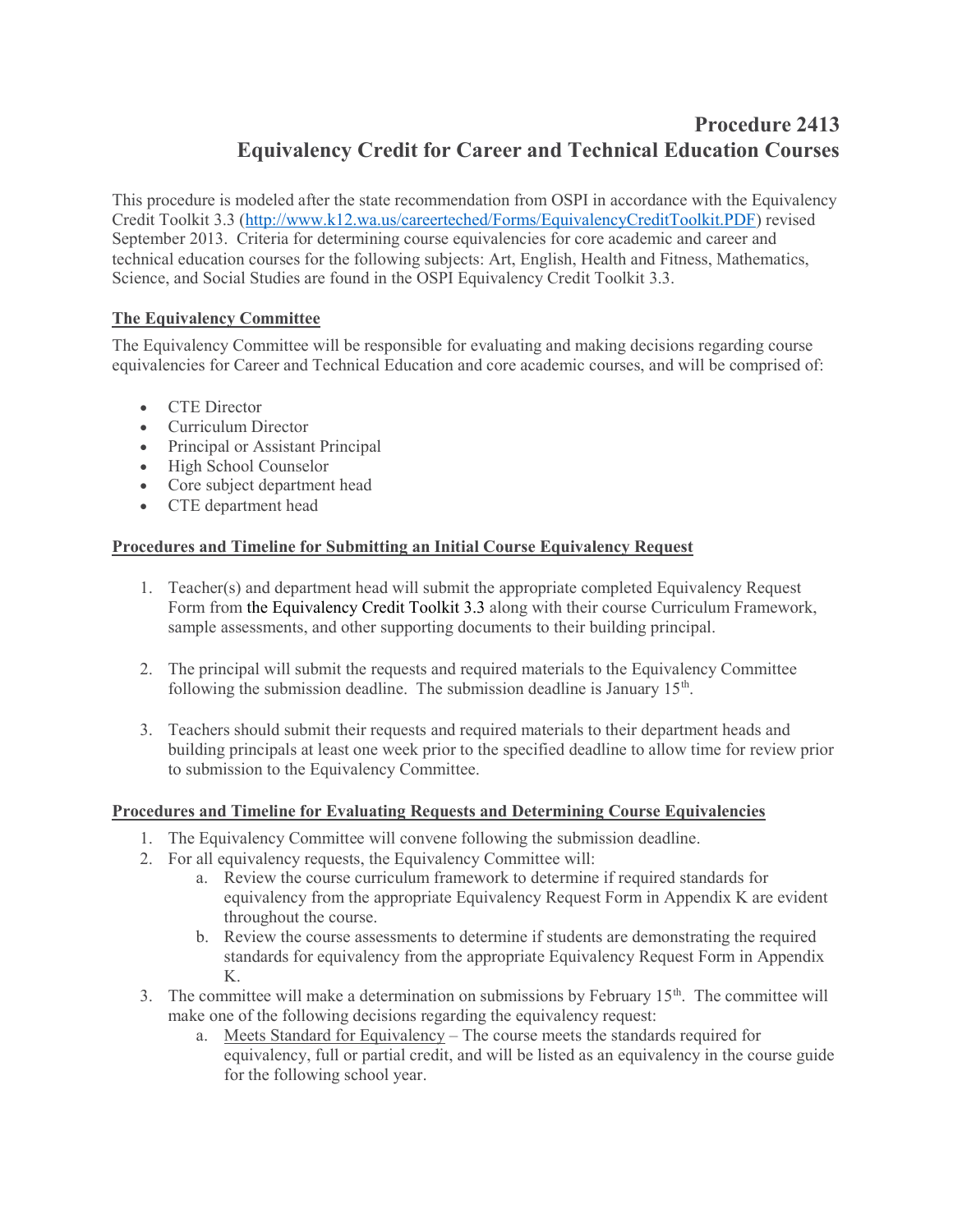# Procedure 2413
# Equivalency Credit for Career and Technical Education Courses

This procedure is modeled after the state recommendation from OSPI in accordance with the Equivalency Credit Toolkit 3.3 ([http://www.k12.wa.us/careerteched/Forms/EquivalencyCreditToolkit.PDF](http://www.k12.wa.us/careerteched/Forms/EquivalencyCreditToolkit.PDF)) revised September 2013. Criteria for determining course equivalencies for core academic and career and technical education courses for the following subjects: Art, English, Health and Fitness, Mathematics, Science, and Social Studies are found in the OSPI Equivalency Credit Toolkit 3.3.

## The Equivalency Committee

The Equivalency Committee will be responsible for evaluating and making decisions regarding course equivalencies for Career and Technical Education and core academic courses, and will be comprised of:

- CTE Director
- Curriculum Director
- Principal or Assistant Principal
- High School Counselor
- Core subject department head
- CTE department head

## Procedures and Timeline for Submitting an Initial Course Equivalency Request

1. Teacher(s) and department head will submit the appropriate completed Equivalency Request Form from the Equivalency Credit Toolkit 3.3 along with their course Curriculum Framework, sample assessments, and other supporting documents to their building principal.

2. The principal will submit the requests and required materials to the Equivalency Committee following the submission deadline. The submission deadline is January 15th.

3. Teachers should submit their requests and required materials to their department heads and building principals at least one week prior to the specified deadline to allow time for review prior to submission to the Equivalency Committee.

## Procedures and Timeline for Evaluating Requests and Determining Course Equivalencies

1. The Equivalency Committee will convene following the submission deadline.
2. For all equivalency requests, the Equivalency Committee will:
   a. Review the course curriculum framework to determine if required standards for equivalency from the appropriate Equivalency Request Form in Appendix K are evident throughout the course.
   b. Review the course assessments to determine if students are demonstrating the required standards for equivalency from the appropriate Equivalency Request Form in Appendix K.
3. The committee will make a determination on submissions by February 15th. The committee will make one of the following decisions regarding the equivalency request:
   a. Meets Standard for Equivalency – The course meets the standards required for equivalency, full or partial credit, and will be listed as an equivalency in the course guide for the following school year.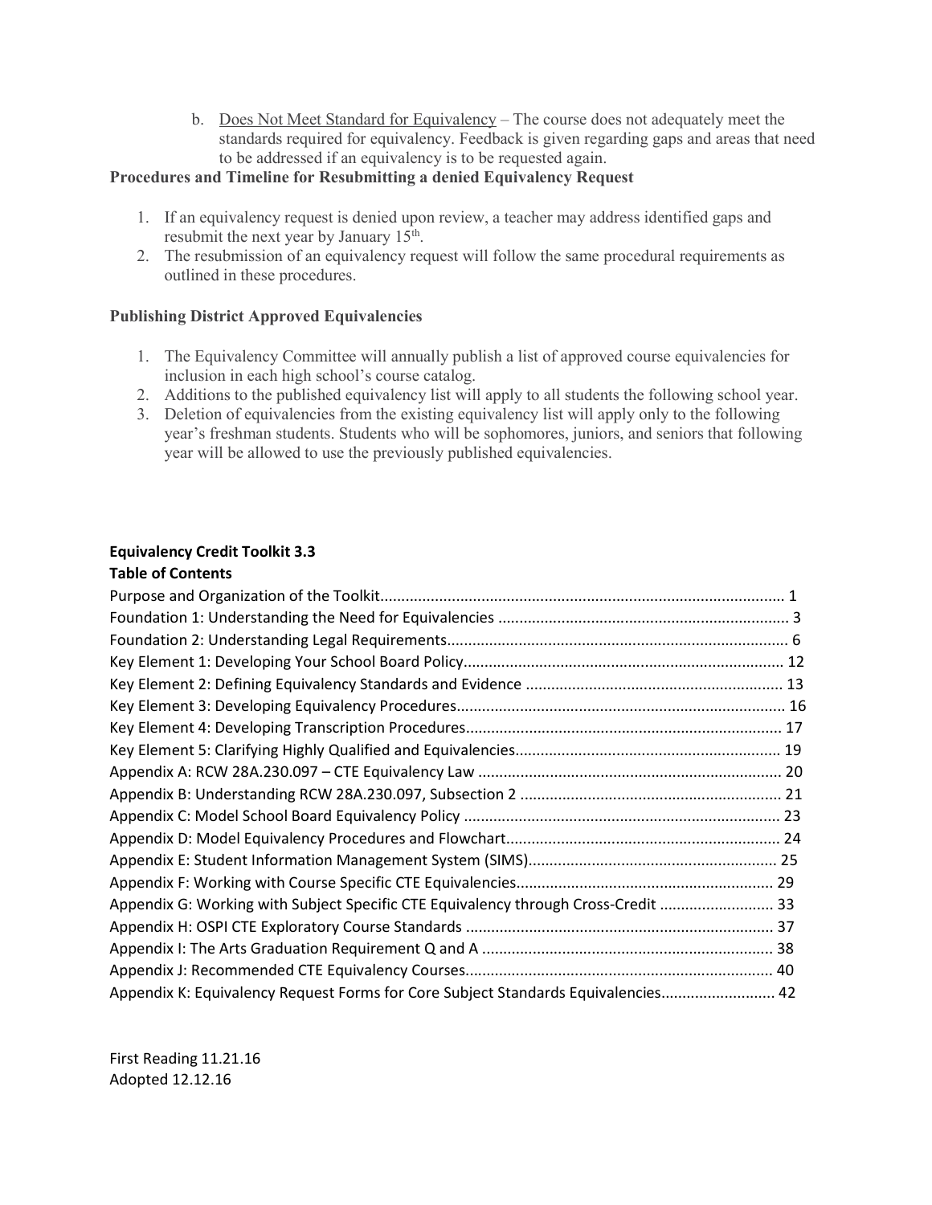b. Does Not Meet Standard for Equivalency – The course does not adequately meet the standards required for equivalency. Feedback is given regarding gaps and areas that need to be addressed if an equivalency is to be requested again.

**Procedures and Timeline for Resubmitting a denied Equivalency Request**

1. If an equivalency request is denied upon review, a teacher may address identified gaps and resubmit the next year by January 15th.
2. The resubmission of an equivalency request will follow the same procedural requirements as outlined in these procedures.

**Publishing District Approved Equivalencies**

1. The Equivalency Committee will annually publish a list of approved course equivalencies for inclusion in each high school's course catalog.
2. Additions to the published equivalency list will apply to all students the following school year.
3. Deletion of equivalencies from the existing equivalency list will apply only to the following year's freshman students. Students who will be sophomores, juniors, and seniors that following year will be allowed to use the previously published equivalencies.

**Equivalency Credit Toolkit 3.3**

**Table of Contents**

Purpose and Organization of the Toolkit ..... 1
Foundation 1: Understanding the Need for Equivalencies ..... 3
Foundation 2: Understanding Legal Requirements ..... 6
Key Element 1: Developing Your School Board Policy ..... 12
Key Element 2: Defining Equivalency Standards and Evidence ..... 13
Key Element 3: Developing Equivalency Procedures ..... 16
Key Element 4: Developing Transcription Procedures ..... 17
Key Element 5: Clarifying Highly Qualified and Equivalencies ..... 19
Appendix A: RCW 28A.230.097 – CTE Equivalency Law ..... 20
Appendix B: Understanding RCW 28A.230.097, Subsection 2 ..... 21
Appendix C: Model School Board Equivalency Policy ..... 23
Appendix D: Model Equivalency Procedures and Flowchart ..... 24
Appendix E: Student Information Management System (SIMS) ..... 25
Appendix F: Working with Course Specific CTE Equivalencies ..... 29
Appendix G: Working with Subject Specific CTE Equivalency through Cross-Credit ..... 33
Appendix H: OSPI CTE Exploratory Course Standards ..... 37
Appendix I: The Arts Graduation Requirement Q and A ..... 38
Appendix J: Recommended CTE Equivalency Courses ..... 40
Appendix K: Equivalency Request Forms for Core Subject Standards Equivalencies ..... 42

First Reading 11.21.16
Adopted 12.12.16